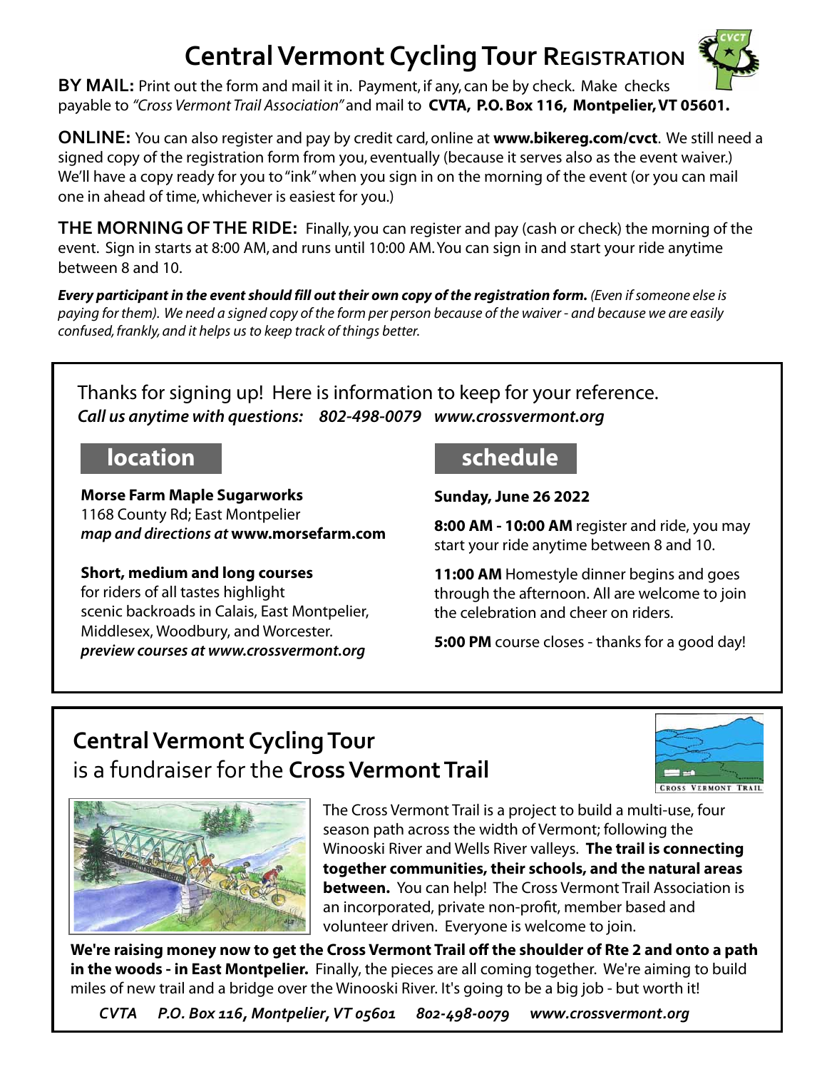# Central Vermont Cycling Tour Registration

**BY MAIL:** Print out the form and mail it in. Payment, if any, can be by check. Make checks payable to *"Cross Vermont Trail Association"* and mail to **CVTA, P.O. Box 116, Montpelier, VT 05601.**

**ONLINE:** You can also register and pay by credit card, online at **www.bikereg.com/cvct**. We still need a signed copy of the registration form from you, eventually (because it serves also as the event waiver.) We'll have a copy ready for you to "ink" when you sign in on the morning of the event (or you can mail one in ahead of time, whichever is easiest for you.)

**THE MORNING OF THE RIDE:** Finally, you can register and pay (cash or check) the morning of the event. Sign in starts at 8:00 AM, and runs until 10:00 AM. You can sign in and start your ride anytime between 8 and 10.

***Every participant in the event should fill out their own copy of the registration form.*** *(Even if someone else is paying for them). We need a signed copy of the form per person because of the waiver - and because we are easily confused, frankly, and it helps us to keep track of things better.*

Thanks for signing up! Here is information to keep for your reference.
***Call us anytime with questions: 802-498-0079 www.crossvermont.org***

## location

**Morse Farm Maple Sugarworks**
1168 County Rd; East Montpelier
***map and directions at* www.morsefarm.com**

**Short, medium and long courses**
for riders of all tastes highlight scenic backroads in Calais, East Montpelier, Middlesex, Woodbury, and Worcester.
***preview courses at www.crossvermont.org***

## schedule

**Sunday, June 26 2022**

**8:00 AM - 10:00 AM** register and ride, you may start your ride anytime between 8 and 10.

**11:00 AM** Homestyle dinner begins and goes through the afternoon. All are welcome to join the celebration and cheer on riders.

**5:00 PM** course closes - thanks for a good day!

## Central Vermont Cycling Tour
## is a fundraiser for the **Cross Vermont Trail**

The Cross Vermont Trail is a project to build a multi-use, four season path across the width of Vermont; following the Winooski River and Wells River valleys. **The trail is connecting together communities, their schools, and the natural areas between.** You can help! The Cross Vermont Trail Association is an incorporated, private non-profit, member based and volunteer driven. Everyone is welcome to join.

**We're raising money now to get the Cross Vermont Trail off the shoulder of Rte 2 and onto a path in the woods - in East Montpelier.** Finally, the pieces are all coming together. We're aiming to build miles of new trail and a bridge over the Winooski River. It's going to be a big job - but worth it!

***CVTA P.O. Box 116, Montpelier, VT 05601 802-498-0079 www.crossvermont.org***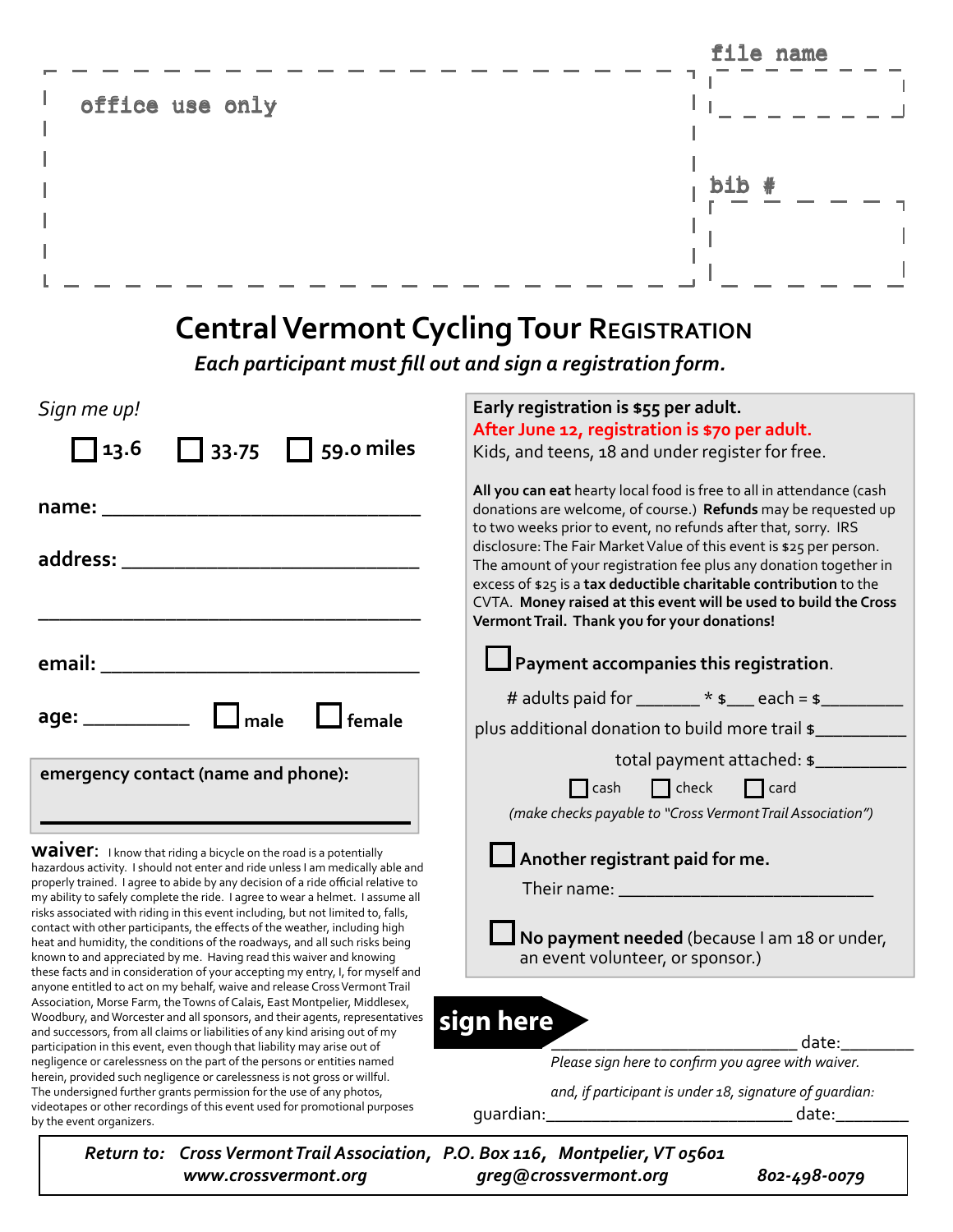office use only

file name

bib #

# Central Vermont Cycling Tour REGISTRATION

***Each participant must fill out and sign a registration form.***

*Sign me up!*

☐ 13.6 ☐ 33.75 ☐ 59.0 miles

**name:** ______________________________

**address:** ______________________________

______________________________

**email:** ______________________________

**age:** __________ ☐ male ☐ female

**emergency contact (name and phone):**

______________________________

**waiver:** I know that riding a bicycle on the road is a potentially hazardous activity. I should not enter and ride unless I am medically able and properly trained. I agree to abide by any decision of a ride official relative to my ability to safely complete the ride. I agree to wear a helmet. I assume all risks associated with riding in this event including, but not limited to, falls, contact with other participants, the effects of the weather, including high heat and humidity, the conditions of the roadways, and all such risks being known to and appreciated by me. Having read this waiver and knowing these facts and in consideration of your accepting my entry, I, for myself and anyone entitled to act on my behalf, waive and release Cross Vermont Trail Association, Morse Farm, the Towns of Calais, East Montpelier, Middlesex, Woodbury, and Worcester and all sponsors, and their agents, representatives and successors, from all claims or liabilities of any kind arising out of my participation in this event, even though that liability may arise out of negligence or carelessness on the part of the persons or entities named herein, provided such negligence or carelessness is not gross or willful. The undersigned further grants permission for the use of any photos, videotapes or other recordings of this event used for promotional purposes by the event organizers.

**Early registration is $55 per adult.**
**After June 12, registration is $70 per adult.**
Kids, and teens, 18 and under register for free.

**All you can eat** hearty local food is free to all in attendance (cash donations are welcome, of course.) **Refunds** may be requested up to two weeks prior to event, no refunds after that, sorry. IRS disclosure: The Fair Market Value of this event is $25 per person. The amount of your registration fee plus any donation together in excess of $25 is a **tax deductible charitable contribution** to the CVTA. **Money raised at this event will be used to build the Cross Vermont Trail. Thank you for your donations!**

☐ **Payment accompanies this registration.**

# adults paid for _______ * $___ each = $_________

plus additional donation to build more trail $__________

total payment attached: $__________

☐ cash ☐ check ☐ card

*(make checks payable to "Cross Vermont Trail Association")*

☐ **Another registrant paid for me.**

Their name: ____________________________

☐ **No payment needed** (because I am 18 or under, an event volunteer, or sponsor.)

**sign here** ____________________________ date:________

*Please sign here to confirm you agree with waiver.*

*and, if participant is under 18, signature of guardian:*

guardian:____________________________ date:________

***Return to: Cross Vermont Trail Association, P.O. Box 116, Montpelier, VT 05601***
***www.crossvermont.org greg@crossvermont.org 802-498-0079***